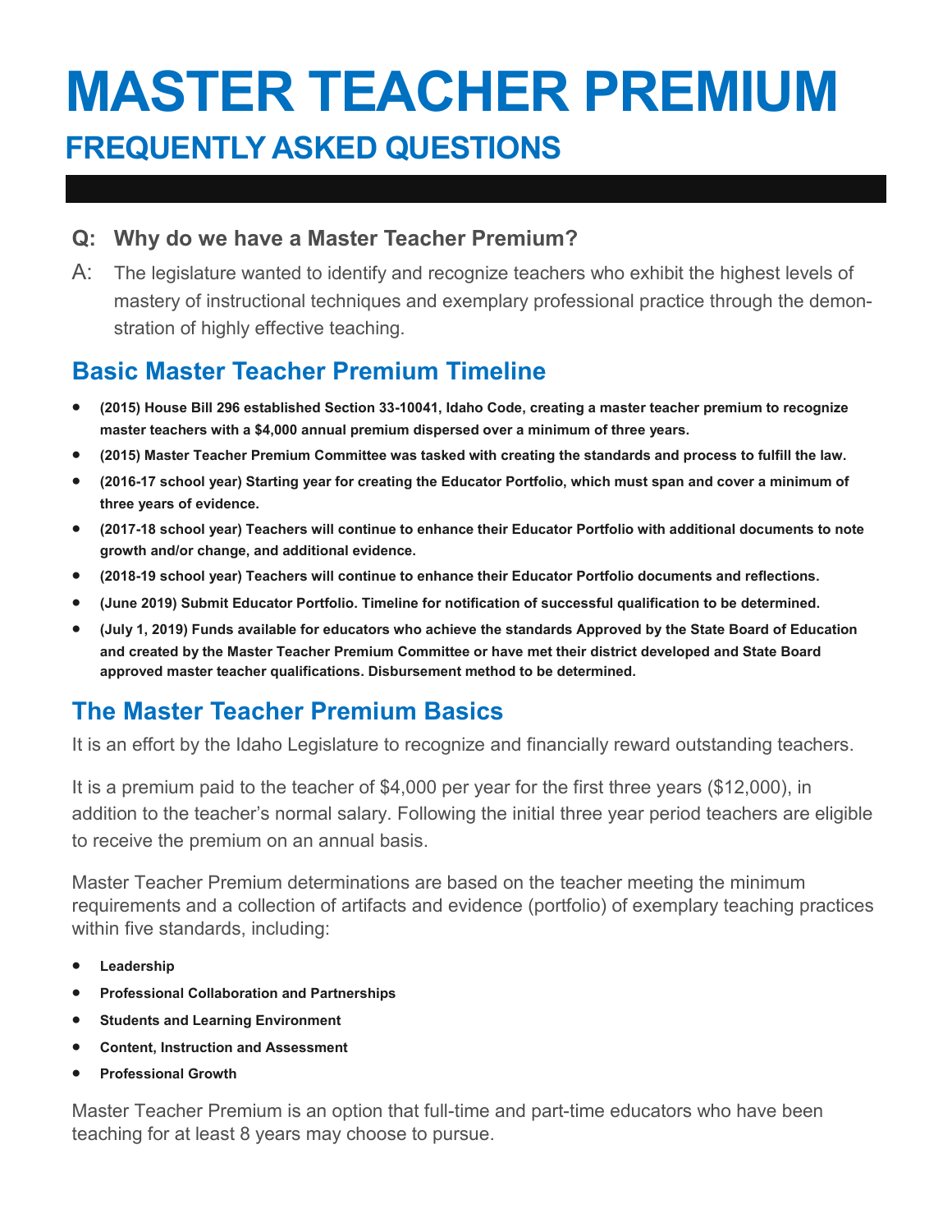# MASTER TEACHER PREMIUM

## FREQUENTLY ASKED QUESTIONS

**Q: Why do we have a Master Teacher Premium?**

A: The legislature wanted to identify and recognize teachers who exhibit the highest levels of mastery of instructional techniques and exemplary professional practice through the demonstration of highly effective teaching.

## Basic Master Teacher Premium Timeline

- **(2015) House Bill 296 established Section 33-10041, Idaho Code, creating a master teacher premium to recognize master teachers with a $4,000 annual premium dispersed over a minimum of three years.**
- **(2015) Master Teacher Premium Committee was tasked with creating the standards and process to fulfill the law.**
- **(2016-17 school year) Starting year for creating the Educator Portfolio, which must span and cover a minimum of three years of evidence.**
- **(2017-18 school year) Teachers will continue to enhance their Educator Portfolio with additional documents to note growth and/or change, and additional evidence.**
- **(2018-19 school year) Teachers will continue to enhance their Educator Portfolio documents and reflections.**
- **(June 2019) Submit Educator Portfolio. Timeline for notification of successful qualification to be determined.**
- **(July 1, 2019) Funds available for educators who achieve the standards Approved by the State Board of Education and created by the Master Teacher Premium Committee or have met their district developed and State Board approved master teacher qualifications. Disbursement method to be determined.**

## The Master Teacher Premium Basics

It is an effort by the Idaho Legislature to recognize and financially reward outstanding teachers.

It is a premium paid to the teacher of $4,000 per year for the first three years ($12,000), in addition to the teacher's normal salary. Following the initial three year period teachers are eligible to receive the premium on an annual basis.

Master Teacher Premium determinations are based on the teacher meeting the minimum requirements and a collection of artifacts and evidence (portfolio) of exemplary teaching practices within five standards, including:

- **Leadership**
- **Professional Collaboration and Partnerships**
- **Students and Learning Environment**
- **Content, Instruction and Assessment**
- **Professional Growth**

Master Teacher Premium is an option that full-time and part-time educators who have been teaching for at least 8 years may choose to pursue.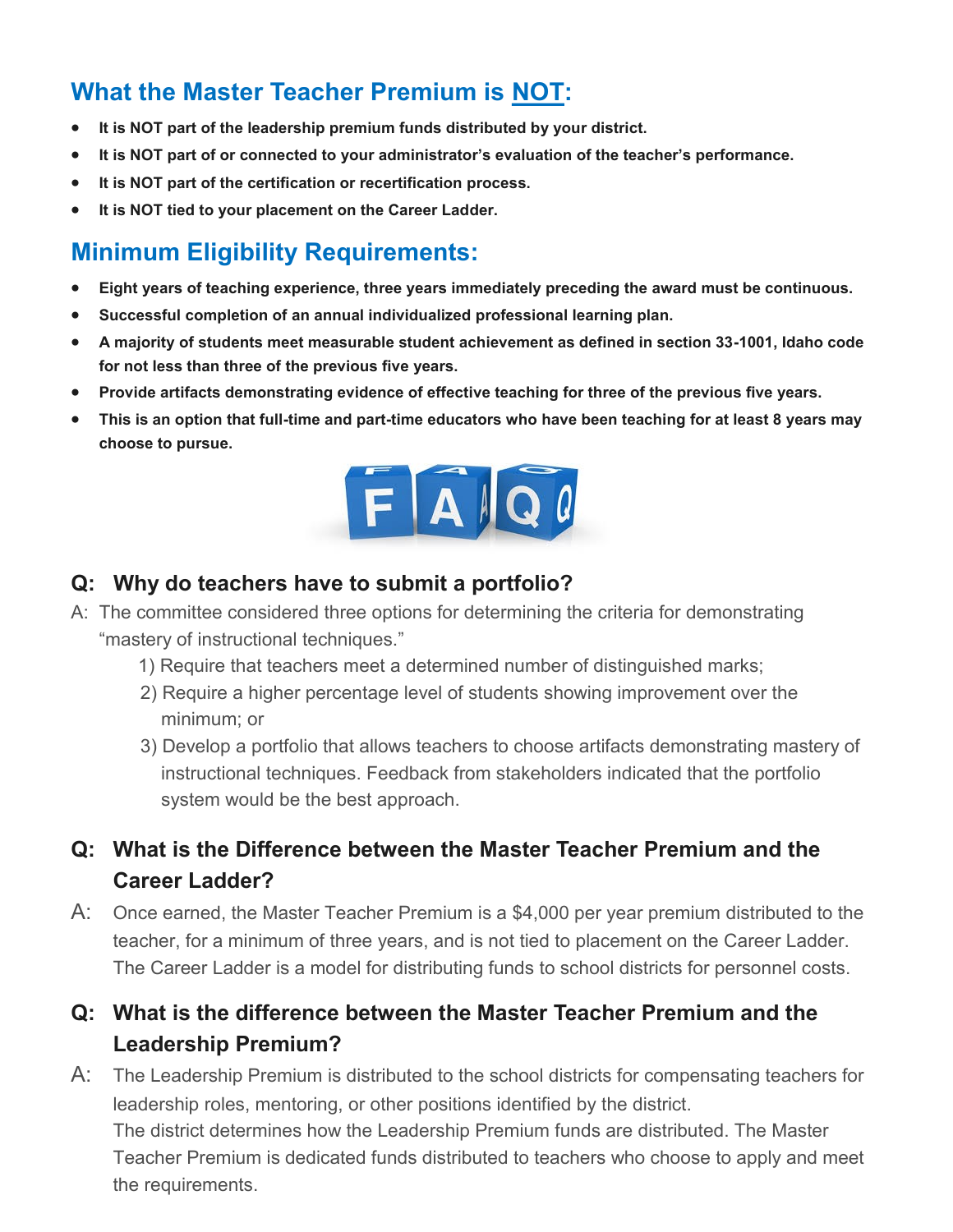## What the Master Teacher Premium is <u>NOT</u>:

- **It is NOT part of the leadership premium funds distributed by your district.**
- **It is NOT part of or connected to your administrator's evaluation of the teacher's performance.**
- **It is NOT part of the certification or recertification process.**
- **It is NOT tied to your placement on the Career Ladder.**

## Minimum Eligibility Requirements:

- **Eight years of teaching experience, three years immediately preceding the award must be continuous.**
- **Successful completion of an annual individualized professional learning plan.**
- **A majority of students meet measurable student achievement as defined in section 33-1001, Idaho code for not less than three of the previous five years.**
- **Provide artifacts demonstrating evidence of effective teaching for three of the previous five years.**
- **This is an option that full-time and part-time educators who have been teaching for at least 8 years may choose to pursue.**

### Q: Why do teachers have to submit a portfolio?

A: The committee considered three options for determining the criteria for demonstrating "mastery of instructional techniques."

1) Require that teachers meet a determined number of distinguished marks;
2) Require a higher percentage level of students showing improvement over the minimum; or
3) Develop a portfolio that allows teachers to choose artifacts demonstrating mastery of instructional techniques. Feedback from stakeholders indicated that the portfolio system would be the best approach.

### Q: What is the Difference between the Master Teacher Premium and the Career Ladder?

A: Once earned, the Master Teacher Premium is a $4,000 per year premium distributed to the teacher, for a minimum of three years, and is not tied to placement on the Career Ladder. The Career Ladder is a model for distributing funds to school districts for personnel costs.

### Q: What is the difference between the Master Teacher Premium and the Leadership Premium?

A: The Leadership Premium is distributed to the school districts for compensating teachers for leadership roles, mentoring, or other positions identified by the district.
The district determines how the Leadership Premium funds are distributed. The Master Teacher Premium is dedicated funds distributed to teachers who choose to apply and meet the requirements.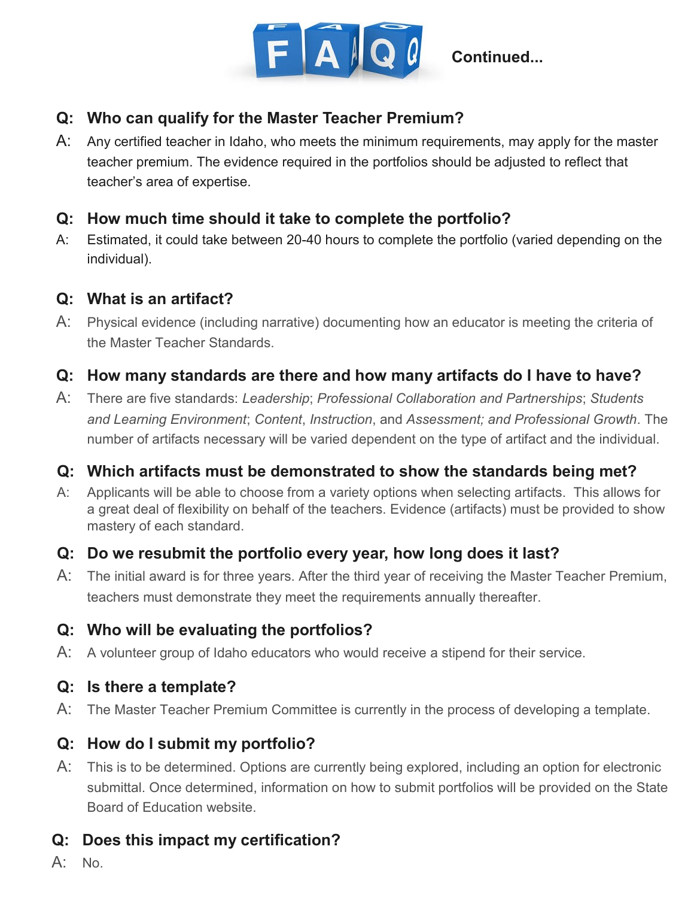# FAQ Continued...

**Q: Who can qualify for the Master Teacher Premium?**

A: Any certified teacher in Idaho, who meets the minimum requirements, may apply for the master teacher premium. The evidence required in the portfolios should be adjusted to reflect that teacher's area of expertise.

**Q: How much time should it take to complete the portfolio?**

A: Estimated, it could take between 20-40 hours to complete the portfolio (varied depending on the individual).

**Q: What is an artifact?**

A: Physical evidence (including narrative) documenting how an educator is meeting the criteria of the Master Teacher Standards.

**Q: How many standards are there and how many artifacts do I have to have?**

A: There are five standards: *Leadership*; *Professional Collaboration and Partnerships*; *Students and Learning Environment*; *Content*, *Instruction*, and *Assessment; and Professional Growth*. The number of artifacts necessary will be varied dependent on the type of artifact and the individual.

**Q: Which artifacts must be demonstrated to show the standards being met?**

A: Applicants will be able to choose from a variety options when selecting artifacts. This allows for a great deal of flexibility on behalf of the teachers. Evidence (artifacts) must be provided to show mastery of each standard.

**Q: Do we resubmit the portfolio every year, how long does it last?**

A: The initial award is for three years. After the third year of receiving the Master Teacher Premium, teachers must demonstrate they meet the requirements annually thereafter.

**Q: Who will be evaluating the portfolios?**

A: A volunteer group of Idaho educators who would receive a stipend for their service.

**Q: Is there a template?**

A: The Master Teacher Premium Committee is currently in the process of developing a template.

**Q: How do I submit my portfolio?**

A: This is to be determined. Options are currently being explored, including an option for electronic submittal. Once determined, information on how to submit portfolios will be provided on the State Board of Education website.

**Q: Does this impact my certification?**

A: No.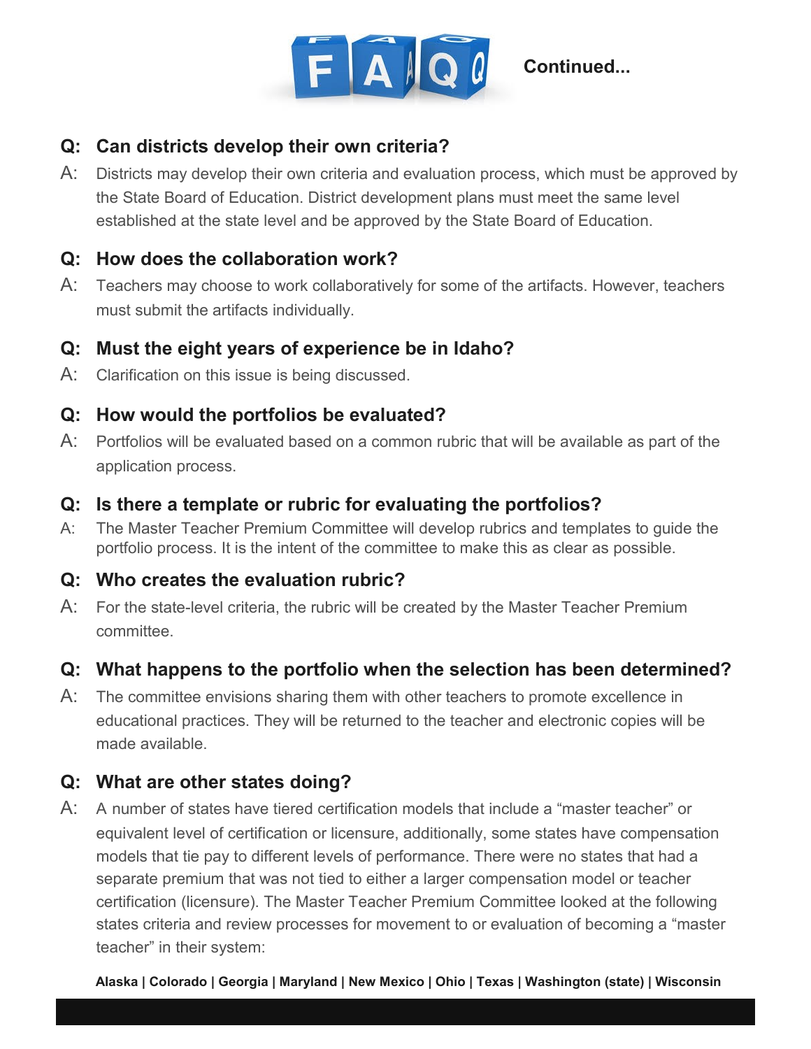**Continued...**

**Q: Can districts develop their own criteria?**

A: Districts may develop their own criteria and evaluation process, which must be approved by the State Board of Education. District development plans must meet the same level established at the state level and be approved by the State Board of Education.

**Q: How does the collaboration work?**

A: Teachers may choose to work collaboratively for some of the artifacts. However, teachers must submit the artifacts individually.

**Q: Must the eight years of experience be in Idaho?**

A: Clarification on this issue is being discussed.

**Q: How would the portfolios be evaluated?**

A: Portfolios will be evaluated based on a common rubric that will be available as part of the application process.

**Q: Is there a template or rubric for evaluating the portfolios?**

A: The Master Teacher Premium Committee will develop rubrics and templates to guide the portfolio process. It is the intent of the committee to make this as clear as possible.

**Q: Who creates the evaluation rubric?**

A: For the state-level criteria, the rubric will be created by the Master Teacher Premium committee.

**Q: What happens to the portfolio when the selection has been determined?**

A: The committee envisions sharing them with other teachers to promote excellence in educational practices. They will be returned to the teacher and electronic copies will be made available.

**Q: What are other states doing?**

A: A number of states have tiered certification models that include a "master teacher" or equivalent level of certification or licensure, additionally, some states have compensation models that tie pay to different levels of performance. There were no states that had a separate premium that was not tied to either a larger compensation model or teacher certification (licensure). The Master Teacher Premium Committee looked at the following states criteria and review processes for movement to or evaluation of becoming a "master teacher" in their system:

**Alaska | Colorado | Georgia | Maryland | New Mexico | Ohio | Texas | Washington (state) | Wisconsin**